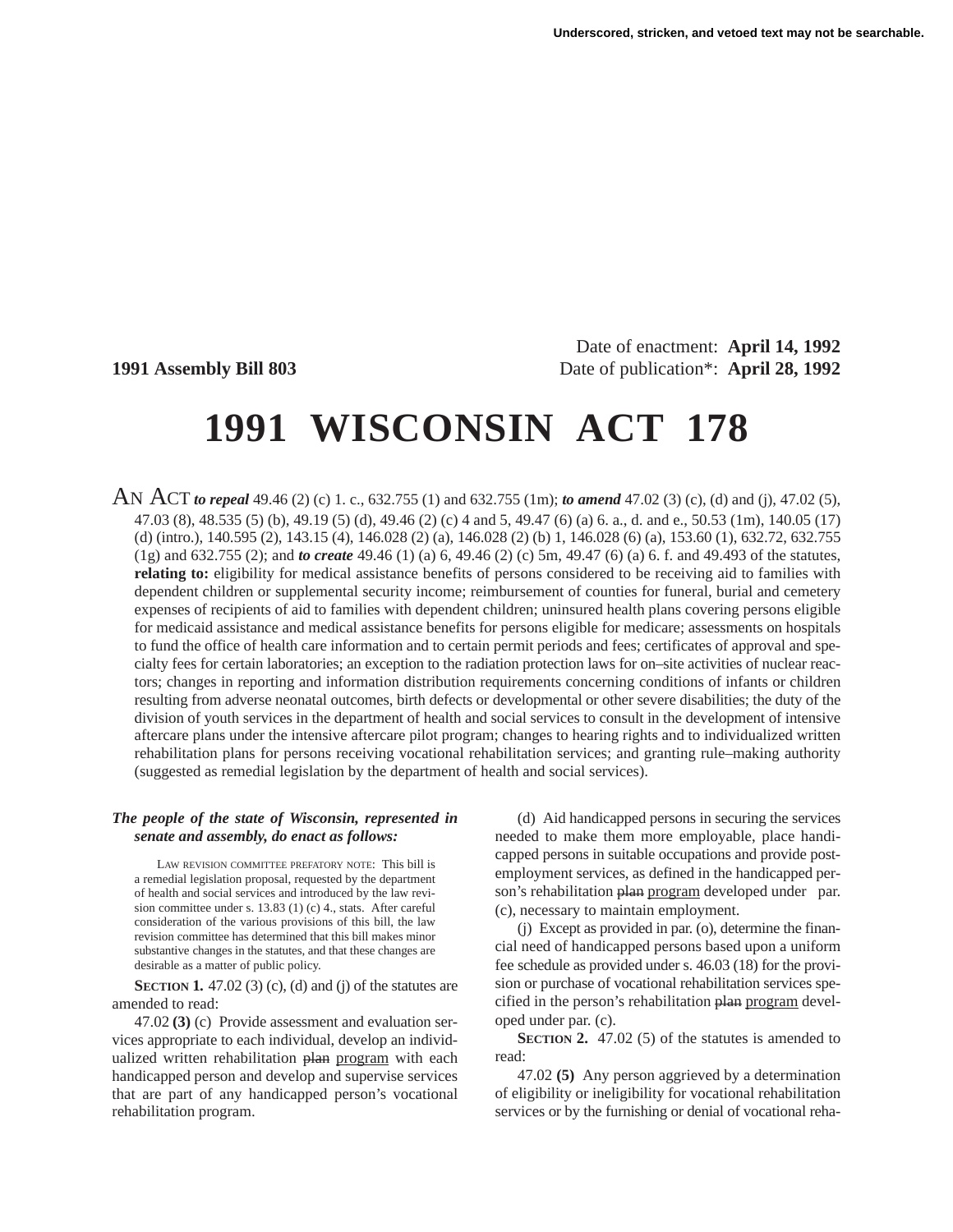Underscored, stricken, and vetoed text may not be searchable.

Date of enactment: **April 14, 1992**

**1991 Assembly Bill 803** Date of publication*: **April 28, 1992**

# 1991 WISCONSIN ACT 178

AN ACT ***to repeal*** 49.46 (2) (c) 1. c., 632.755 (1) and 632.755 (1m); ***to amend*** 47.02 (3) (c), (d) and (j), 47.02 (5), 47.03 (8), 48.535 (5) (b), 49.19 (5) (d), 49.46 (2) (c) 4 and 5, 49.47 (6) (a) 6. a., d. and e., 50.53 (1m), 140.05 (17) (d) (intro.), 140.595 (2), 143.15 (4), 146.028 (2) (a), 146.028 (2) (b) 1, 146.028 (6) (a), 153.60 (1), 632.72, 632.755 (1g) and 632.755 (2); and ***to create*** 49.46 (1) (a) 6, 49.46 (2) (c) 5m, 49.47 (6) (a) 6. f. and 49.493 of the statutes, **relating to:** eligibility for medical assistance benefits of persons considered to be receiving aid to families with dependent children or supplemental security income; reimbursement of counties for funeral, burial and cemetery expenses of recipients of aid to families with dependent children; uninsured health plans covering persons eligible for medicaid assistance and medical assistance benefits for persons eligible for medicare; assessments on hospitals to fund the office of health care information and to certain permit periods and fees; certificates of approval and specialty fees for certain laboratories; an exception to the radiation protection laws for on–site activities of nuclear reactors; changes in reporting and information distribution requirements concerning conditions of infants or children resulting from adverse neonatal outcomes, birth defects or developmental or other severe disabilities; the duty of the division of youth services in the department of health and social services to consult in the development of intensive aftercare plans under the intensive aftercare pilot program; changes to hearing rights and to individualized written rehabilitation plans for persons receiving vocational rehabilitation services; and granting rule–making authority (suggested as remedial legislation by the department of health and social services).

***The people of the state of Wisconsin, represented in senate and assembly, do enact as follows:***

LAW REVISION COMMITTEE PREFATORY NOTE: This bill is a remedial legislation proposal, requested by the department of health and social services and introduced by the law revision committee under s. 13.83 (1) (c) 4., stats. After careful consideration of the various provisions of this bill, the law revision committee has determined that this bill makes minor substantive changes in the statutes, and that these changes are desirable as a matter of public policy.

**SECTION 1.** 47.02 (3) (c), (d) and (j) of the statutes are amended to read:

47.02 **(3)** (c) Provide assessment and evaluation services appropriate to each individual, develop an individualized written rehabilitation ~~plan~~ program with each handicapped person and develop and supervise services that are part of any handicapped person's vocational rehabilitation program.

(d) Aid handicapped persons in securing the services needed to make them more employable, place handicapped persons in suitable occupations and provide post-employment services, as defined in the handicapped person's rehabilitation ~~plan~~ program developed under par. (c), necessary to maintain employment.

(j) Except as provided in par. (o), determine the financial need of handicapped persons based upon a uniform fee schedule as provided under s. 46.03 (18) for the provision or purchase of vocational rehabilitation services specified in the person's rehabilitation ~~plan~~ program developed under par. (c).

**SECTION 2.** 47.02 (5) of the statutes is amended to read:

47.02 **(5)** Any person aggrieved by a determination of eligibility or ineligibility for vocational rehabilitation services or by the furnishing or denial of vocational reha-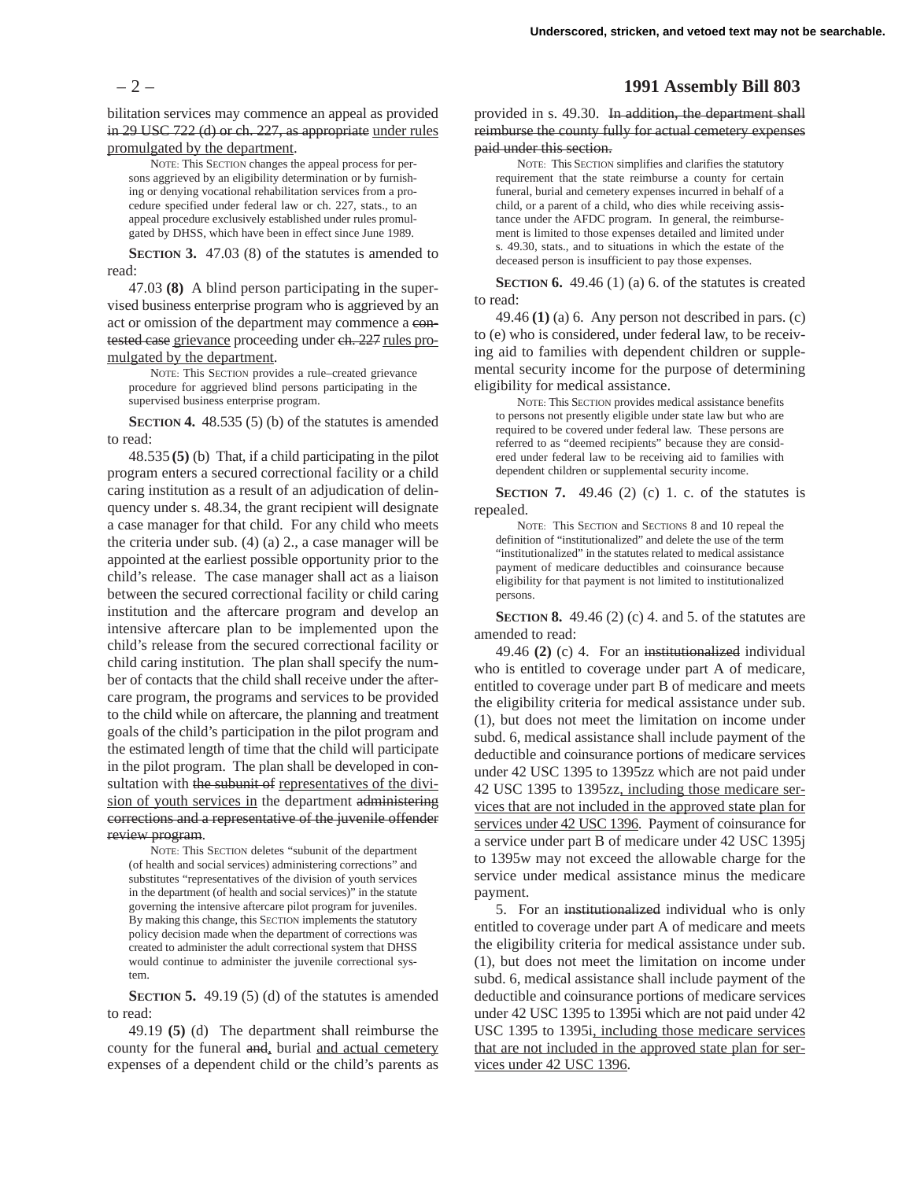bilitation services may commence an appeal as provided ~~in 29 USC 722 (d) or ch. 227, as appropriate~~ under rules promulgated by the department.

NOTE: This SECTION changes the appeal process for persons aggrieved by an eligibility determination or by furnishing or denying vocational rehabilitation services from a procedure specified under federal law or ch. 227, stats., to an appeal procedure exclusively established under rules promulgated by DHSS, which have been in effect since June 1989.

**SECTION 3.** 47.03 (8) of the statutes is amended to read:

47.03 **(8)** A blind person participating in the supervised business enterprise program who is aggrieved by an act or omission of the department may commence a ~~contested case~~ grievance proceeding under ~~ch. 227~~ rules promulgated by the department.

NOTE: This SECTION provides a rule–created grievance procedure for aggrieved blind persons participating in the supervised business enterprise program.

**SECTION 4.** 48.535 (5) (b) of the statutes is amended to read:

48.535 **(5)** (b) That, if a child participating in the pilot program enters a secured correctional facility or a child caring institution as a result of an adjudication of delinquency under s. 48.34, the grant recipient will designate a case manager for that child. For any child who meets the criteria under sub. (4) (a) 2., a case manager will be appointed at the earliest possible opportunity prior to the child's release. The case manager shall act as a liaison between the secured correctional facility or child caring institution and the aftercare program and develop an intensive aftercare plan to be implemented upon the child's release from the secured correctional facility or child caring institution. The plan shall specify the number of contacts that the child shall receive under the aftercare program, the programs and services to be provided to the child while on aftercare, the planning and treatment goals of the child's participation in the pilot program and the estimated length of time that the child will participate in the pilot program. The plan shall be developed in consultation with ~~the subunit of~~ representatives of the division of youth services in the department ~~administering corrections and a representative of the juvenile offender review program~~.

NOTE: This SECTION deletes "subunit of the department (of health and social services) administering corrections" and substitutes "representatives of the division of youth services in the department (of health and social services)" in the statute governing the intensive aftercare pilot program for juveniles. By making this change, this SECTION implements the statutory policy decision made when the department of corrections was created to administer the adult correctional system that DHSS would continue to administer the juvenile correctional system.

**SECTION 5.** 49.19 (5) (d) of the statutes is amended to read:

49.19 **(5)** (d) The department shall reimburse the county for the funeral ~~and~~, burial and actual cemetery expenses of a dependent child or the child's parents as provided in s. 49.30. ~~In addition, the department shall reimburse the county fully for actual cemetery expenses paid under this section.~~

NOTE: This SECTION simplifies and clarifies the statutory requirement that the state reimburse a county for certain funeral, burial and cemetery expenses incurred in behalf of a child, or a parent of a child, who dies while receiving assistance under the AFDC program. In general, the reimbursement is limited to those expenses detailed and limited under s. 49.30, stats., and to situations in which the estate of the deceased person is insufficient to pay those expenses.

**SECTION 6.** 49.46 (1) (a) 6. of the statutes is created to read:

49.46 **(1)** (a) 6. Any person not described in pars. (c) to (e) who is considered, under federal law, to be receiving aid to families with dependent children or supplemental security income for the purpose of determining eligibility for medical assistance.

NOTE: This SECTION provides medical assistance benefits to persons not presently eligible under state law but who are required to be covered under federal law. These persons are referred to as "deemed recipients" because they are considered under federal law to be receiving aid to families with dependent children or supplemental security income.

**SECTION 7.** 49.46 (2) (c) 1. c. of the statutes is repealed.

NOTE: This SECTION and SECTIONS 8 and 10 repeal the definition of "institutionalized" and delete the use of the term "institutionalized" in the statutes related to medical assistance payment of medicare deductibles and coinsurance because eligibility for that payment is not limited to institutionalized persons.

**SECTION 8.** 49.46 (2) (c) 4. and 5. of the statutes are amended to read:

49.46 **(2)** (c) 4. For an ~~institutionalized~~ individual who is entitled to coverage under part A of medicare, entitled to coverage under part B of medicare and meets the eligibility criteria for medical assistance under sub. (1), but does not meet the limitation on income under subd. 6, medical assistance shall include payment of the deductible and coinsurance portions of medicare services under 42 USC 1395 to 1395zz which are not paid under 42 USC 1395 to 1395zz, including those medicare services that are not included in the approved state plan for services under 42 USC 1396. Payment of coinsurance for a service under part B of medicare under 42 USC 1395j to 1395w may not exceed the allowable charge for the service under medical assistance minus the medicare payment.

5. For an ~~institutionalized~~ individual who is only entitled to coverage under part A of medicare and meets the eligibility criteria for medical assistance under sub. (1), but does not meet the limitation on income under subd. 6, medical assistance shall include payment of the deductible and coinsurance portions of medicare services under 42 USC 1395 to 1395i which are not paid under 42 USC 1395 to 1395i, including those medicare services that are not included in the approved state plan for services under 42 USC 1396.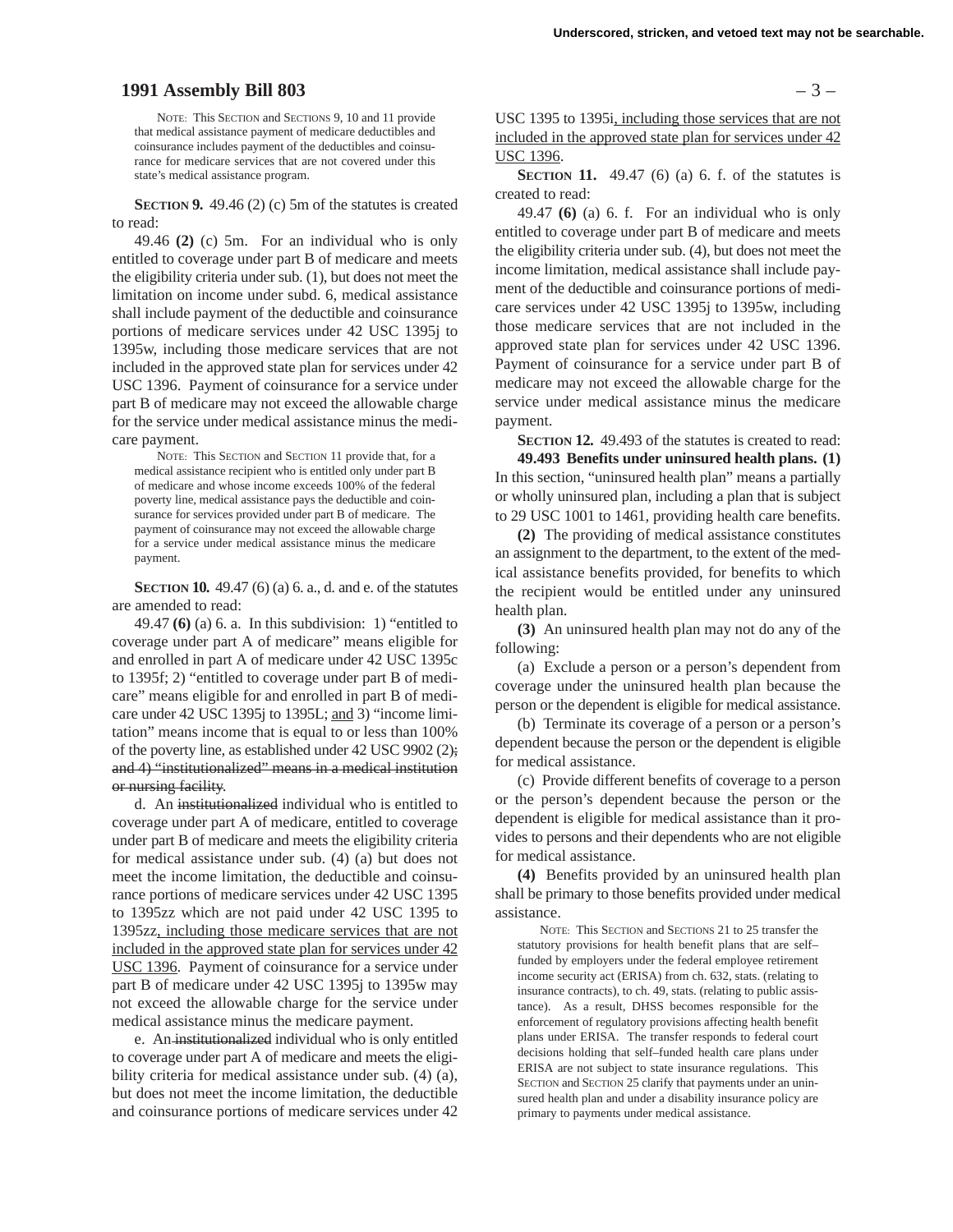NOTE: This SECTION and SECTIONS 9, 10 and 11 provide that medical assistance payment of medicare deductibles and coinsurance includes payment of the deductibles and coinsurance for medicare services that are not covered under this state's medical assistance program.

**SECTION 9.** 49.46 (2) (c) 5m of the statutes is created to read:

49.46 **(2)** (c) 5m. For an individual who is only entitled to coverage under part B of medicare and meets the eligibility criteria under sub. (1), but does not meet the limitation on income under subd. 6, medical assistance shall include payment of the deductible and coinsurance portions of medicare services under 42 USC 1395j to 1395w, including those medicare services that are not included in the approved state plan for services under 42 USC 1396. Payment of coinsurance for a service under part B of medicare may not exceed the allowable charge for the service under medical assistance minus the medicare payment.

NOTE: This SECTION and SECTION 11 provide that, for a medical assistance recipient who is entitled only under part B of medicare and whose income exceeds 100% of the federal poverty line, medical assistance pays the deductible and coinsurance for services provided under part B of medicare. The payment of coinsurance may not exceed the allowable charge for a service under medical assistance minus the medicare payment.

**SECTION 10.** 49.47 (6) (a) 6. a., d. and e. of the statutes are amended to read:

49.47 **(6)** (a) 6. a. In this subdivision: 1) "entitled to coverage under part A of medicare" means eligible for and enrolled in part A of medicare under 42 USC 1395c to 1395f; 2) "entitled to coverage under part B of medicare" means eligible for and enrolled in part B of medicare under 42 USC 1395j to 1395L; and 3) "income limitation" means income that is equal to or less than 100% of the poverty line, as established under 42 USC 9902 (2); and 4) "institutionalized" means in a medical institution or nursing facility.

d. An institutionalized individual who is entitled to coverage under part A of medicare, entitled to coverage under part B of medicare and meets the eligibility criteria for medical assistance under sub. (4) (a) but does not meet the income limitation, the deductible and coinsurance portions of medicare services under 42 USC 1395 to 1395zz which are not paid under 42 USC 1395 to 1395zz, including those medicare services that are not included in the approved state plan for services under 42 USC 1396. Payment of coinsurance for a service under part B of medicare under 42 USC 1395j to 1395w may not exceed the allowable charge for the service under medical assistance minus the medicare payment.

e. An institutionalized individual who is only entitled to coverage under part A of medicare and meets the eligibility criteria for medical assistance under sub. (4) (a), but does not meet the income limitation, the deductible and coinsurance portions of medicare services under 42 USC 1395 to 1395i, including those services that are not included in the approved state plan for services under 42 USC 1396.

**SECTION 11.** 49.47 (6) (a) 6. f. of the statutes is created to read:

49.47 **(6)** (a) 6. f. For an individual who is only entitled to coverage under part B of medicare and meets the eligibility criteria under sub. (4), but does not meet the income limitation, medical assistance shall include payment of the deductible and coinsurance portions of medicare services under 42 USC 1395j to 1395w, including those medicare services that are not included in the approved state plan for services under 42 USC 1396. Payment of coinsurance for a service under part B of medicare may not exceed the allowable charge for the service under medical assistance minus the medicare payment.

**SECTION 12.** 49.493 of the statutes is created to read:

**49.493 Benefits under uninsured health plans. (1)** In this section, "uninsured health plan" means a partially or wholly uninsured plan, including a plan that is subject to 29 USC 1001 to 1461, providing health care benefits.

**(2)** The providing of medical assistance constitutes an assignment to the department, to the extent of the medical assistance benefits provided, for benefits to which the recipient would be entitled under any uninsured health plan.

**(3)** An uninsured health plan may not do any of the following:

(a) Exclude a person or a person's dependent from coverage under the uninsured health plan because the person or the dependent is eligible for medical assistance.

(b) Terminate its coverage of a person or a person's dependent because the person or the dependent is eligible for medical assistance.

(c) Provide different benefits of coverage to a person or the person's dependent because the person or the dependent is eligible for medical assistance than it provides to persons and their dependents who are not eligible for medical assistance.

**(4)** Benefits provided by an uninsured health plan shall be primary to those benefits provided under medical assistance.

NOTE: This SECTION and SECTIONS 21 to 25 transfer the statutory provisions for health benefit plans that are self–funded by employers under the federal employee retirement income security act (ERISA) from ch. 632, stats. (relating to insurance contracts), to ch. 49, stats. (relating to public assistance). As a result, DHSS becomes responsible for the enforcement of regulatory provisions affecting health benefit plans under ERISA. The transfer responds to federal court decisions holding that self–funded health care plans under ERISA are not subject to state insurance regulations. This SECTION and SECTION 25 clarify that payments under an uninsured health plan and under a disability insurance policy are primary to payments under medical assistance.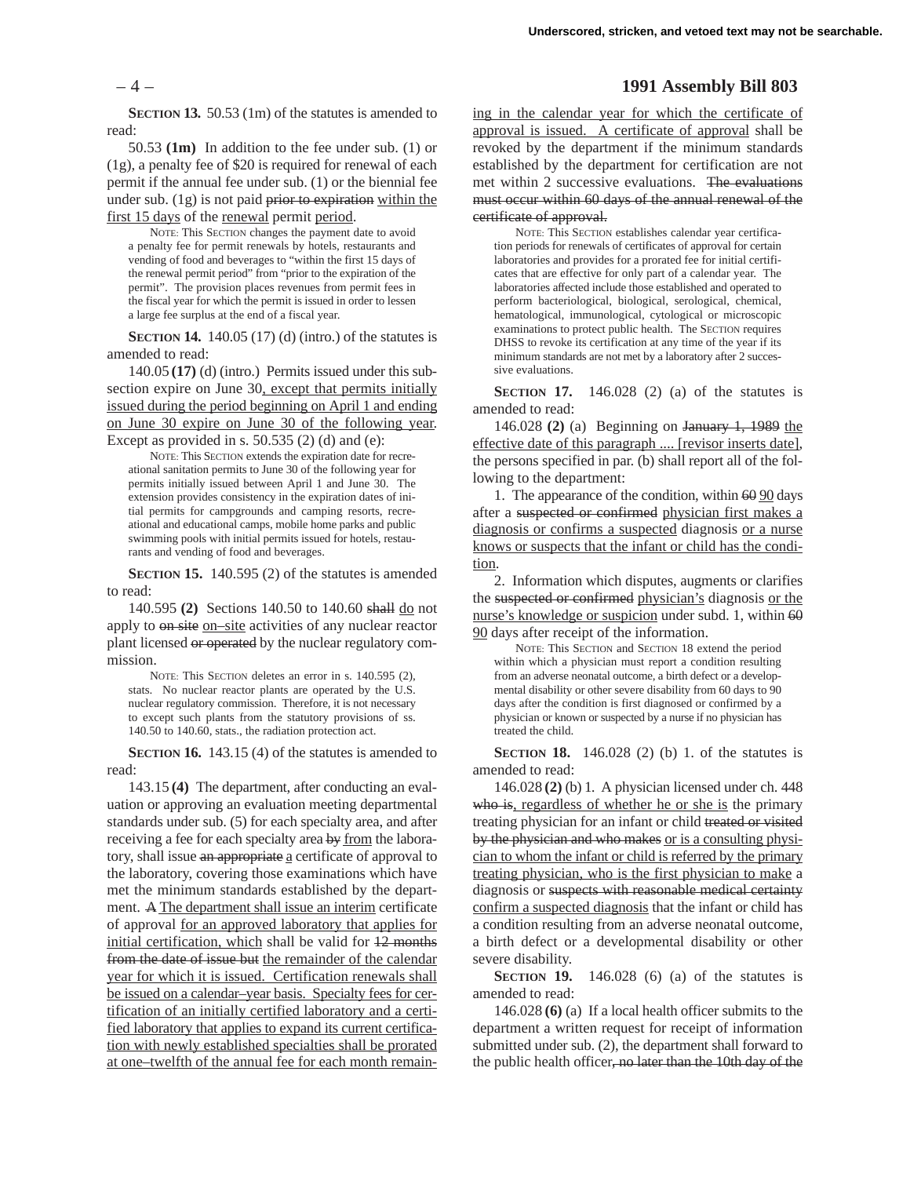**SECTION 13.** 50.53 (1m) of the statutes is amended to read:

50.53 **(1m)** In addition to the fee under sub. (1) or (1g), a penalty fee of $20 is required for renewal of each permit if the annual fee under sub. (1) or the biennial fee under sub. (1g) is not paid ~~prior to expiration~~ within the first 15 days of the renewal permit period.

NOTE: This SECTION changes the payment date to avoid a penalty fee for permit renewals by hotels, restaurants and vending of food and beverages to "within the first 15 days of the renewal permit period" from "prior to the expiration of the permit". The provision places revenues from permit fees in the fiscal year for which the permit is issued in order to lessen a large fee surplus at the end of a fiscal year.

**SECTION 14.** 140.05 (17) (d) (intro.) of the statutes is amended to read:

140.05 **(17)** (d) (intro.) Permits issued under this subsection expire on June 30, except that permits initially issued during the period beginning on April 1 and ending on June 30 expire on June 30 of the following year. Except as provided in s. 50.535 (2) (d) and (e):

NOTE: This SECTION extends the expiration date for recreational sanitation permits to June 30 of the following year for permits initially issued between April 1 and June 30. The extension provides consistency in the expiration dates of initial permits for campgrounds and camping resorts, recreational and educational camps, mobile home parks and public swimming pools with initial permits issued for hotels, restaurants and vending of food and beverages.

**SECTION 15.** 140.595 (2) of the statutes is amended to read:

140.595 **(2)** Sections 140.50 to 140.60 ~~shall~~ do not apply to ~~on site~~ on–site activities of any nuclear reactor plant licensed ~~or operated~~ by the nuclear regulatory commission.

NOTE: This SECTION deletes an error in s. 140.595 (2), stats. No nuclear reactor plants are operated by the U.S. nuclear regulatory commission. Therefore, it is not necessary to except such plants from the statutory provisions of ss. 140.50 to 140.60, stats., the radiation protection act.

**SECTION 16.** 143.15 (4) of the statutes is amended to read:

143.15 **(4)** The department, after conducting an evaluation or approving an evaluation meeting departmental standards under sub. (5) for each specialty area, and after receiving a fee for each specialty area ~~by~~ from the laboratory, shall issue ~~an appropriate~~ a certificate of approval to the laboratory, covering those examinations which have met the minimum standards established by the department. ~~A~~ The department shall issue an interim certificate of approval for an approved laboratory that applies for initial certification, which shall be valid for ~~12 months from the date of issue but~~ the remainder of the calendar year for which it is issued. Certification renewals shall be issued on a calendar–year basis. Specialty fees for certification of an initially certified laboratory and a certified laboratory that applies to expand its current certification with newly established specialties shall be prorated at one–twelfth of the annual fee for each month remaining in the calendar year for which the certificate of approval is issued. A certificate of approval shall be revoked by the department if the minimum standards established by the department for certification are not met within 2 successive evaluations. ~~The evaluations must occur within 60 days of the annual renewal of the certificate of approval.~~

NOTE: This SECTION establishes calendar year certification periods for renewals of certificates of approval for certain laboratories and provides for a prorated fee for initial certificates that are effective for only part of a calendar year. The laboratories affected include those established and operated to perform bacteriological, biological, serological, chemical, hematological, immunological, cytological or microscopic examinations to protect public health. The SECTION requires DHSS to revoke its certification at any time of the year if its minimum standards are not met by a laboratory after 2 successive evaluations.

**SECTION 17.** 146.028 (2) (a) of the statutes is amended to read:

146.028 **(2)** (a) Beginning on ~~January 1, 1989~~ the effective date of this paragraph .... [revisor inserts date], the persons specified in par. (b) shall report all of the following to the department:

1. The appearance of the condition, within ~~60~~ 90 days after a ~~suspected or confirmed~~ physician first makes a diagnosis or confirms a suspected diagnosis or a nurse knows or suspects that the infant or child has the condition.

2. Information which disputes, augments or clarifies the ~~suspected or confirmed~~ physician's diagnosis or the nurse's knowledge or suspicion under subd. 1, within ~~60~~ 90 days after receipt of the information.

NOTE: This SECTION and SECTION 18 extend the period within which a physician must report a condition resulting from an adverse neonatal outcome, a birth defect or a developmental disability or other severe disability from 60 days to 90 days after the condition is first diagnosed or confirmed by a physician or known or suspected by a nurse if no physician has treated the child.

**SECTION 18.** 146.028 (2) (b) 1. of the statutes is amended to read:

146.028 **(2)** (b) 1. A physician licensed under ch. 448 ~~who is~~, regardless of whether he or she is the primary treating physician for an infant or child ~~treated or visited by the physician and who makes~~ or is a consulting physician to whom the infant or child is referred by the primary treating physician, who is the first physician to make a diagnosis or ~~suspects with reasonable medical certainty~~ confirm a suspected diagnosis that the infant or child has a condition resulting from an adverse neonatal outcome, a birth defect or a developmental disability or other severe disability.

**SECTION 19.** 146.028 (6) (a) of the statutes is amended to read:

146.028 **(6)** (a) If a local health officer submits to the department a written request for receipt of information submitted under sub. (2), the department shall forward to the public health officer~~, no later than the 10th day of the~~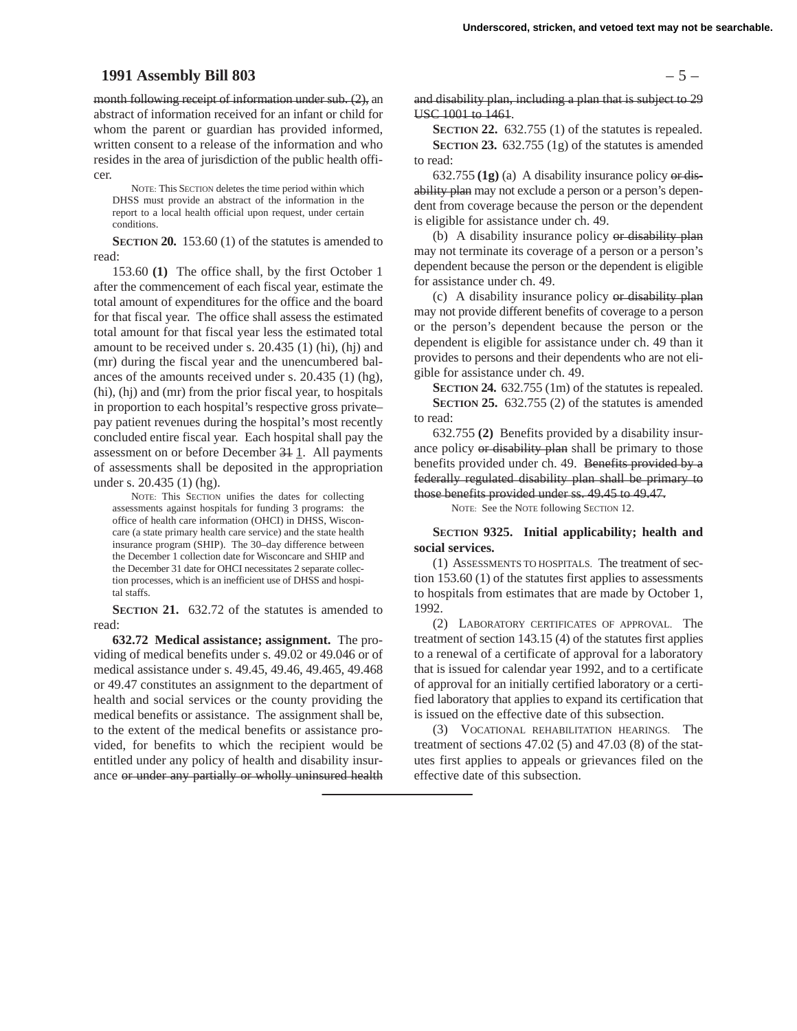month following receipt of information under sub. (2), an abstract of information received for an infant or child for whom the parent or guardian has provided informed, written consent to a release of the information and who resides in the area of jurisdiction of the public health officer.

NOTE: This SECTION deletes the time period within which DHSS must provide an abstract of the information in the report to a local health official upon request, under certain conditions.

**SECTION 20.** 153.60 (1) of the statutes is amended to read:

153.60 **(1)** The office shall, by the first October 1 after the commencement of each fiscal year, estimate the total amount of expenditures for the office and the board for that fiscal year. The office shall assess the estimated total amount for that fiscal year less the estimated total amount to be received under s. 20.435 (1) (hi), (hj) and (mr) during the fiscal year and the unencumbered balances of the amounts received under s. 20.435 (1) (hg), (hi), (hj) and (mr) from the prior fiscal year, to hospitals in proportion to each hospital's respective gross private–pay patient revenues during the hospital's most recently concluded entire fiscal year. Each hospital shall pay the assessment on or before December 31 1. All payments of assessments shall be deposited in the appropriation under s. 20.435 (1) (hg).

NOTE: This SECTION unifies the dates for collecting assessments against hospitals for funding 3 programs: the office of health care information (OHCI) in DHSS, Wisconcare (a state primary health care service) and the state health insurance program (SHIP). The 30–day difference between the December 1 collection date for Wisconcare and SHIP and the December 31 date for OHCI necessitates 2 separate collection processes, which is an inefficient use of DHSS and hospital staffs.

**SECTION 21.** 632.72 of the statutes is amended to read:

**632.72 Medical assistance; assignment.** The providing of medical benefits under s. 49.02 or 49.046 or of medical assistance under s. 49.45, 49.46, 49.465, 49.468 or 49.47 constitutes an assignment to the department of health and social services or the county providing the medical benefits or assistance. The assignment shall be, to the extent of the medical benefits or assistance provided, for benefits to which the recipient would be entitled under any policy of health and disability insurance or under any partially or wholly uninsured health and disability plan, including a plan that is subject to 29 USC 1001 to 1461.

**SECTION 22.** 632.755 (1) of the statutes is repealed.

**SECTION 23.** 632.755 (1g) of the statutes is amended to read:

632.755 **(1g)** (a) A disability insurance policy or disability plan may not exclude a person or a person's dependent from coverage because the person or the dependent is eligible for assistance under ch. 49.

(b) A disability insurance policy or disability plan may not terminate its coverage of a person or a person's dependent because the person or the dependent is eligible for assistance under ch. 49.

(c) A disability insurance policy or disability plan may not provide different benefits of coverage to a person or the person's dependent because the person or the dependent is eligible for assistance under ch. 49 than it provides to persons and their dependents who are not eligible for assistance under ch. 49.

**SECTION 24.** 632.755 (1m) of the statutes is repealed.

**SECTION 25.** 632.755 (2) of the statutes is amended to read:

632.755 **(2)** Benefits provided by a disability insurance policy or disability plan shall be primary to those benefits provided under ch. 49. Benefits provided by a federally regulated disability plan shall be primary to those benefits provided under ss. 49.45 to 49.47.

NOTE: See the NOTE following SECTION 12.

**SECTION 9325. Initial applicability; health and social services.**

(1) ASSESSMENTS TO HOSPITALS. The treatment of section 153.60 (1) of the statutes first applies to assessments to hospitals from estimates that are made by October 1, 1992.

(2) LABORATORY CERTIFICATES OF APPROVAL. The treatment of section 143.15 (4) of the statutes first applies to a renewal of a certificate of approval for a laboratory that is issued for calendar year 1992, and to a certificate of approval for an initially certified laboratory or a certified laboratory that applies to expand its certification that is issued on the effective date of this subsection.

(3) VOCATIONAL REHABILITATION HEARINGS. The treatment of sections 47.02 (5) and 47.03 (8) of the statutes first applies to appeals or grievances filed on the effective date of this subsection.